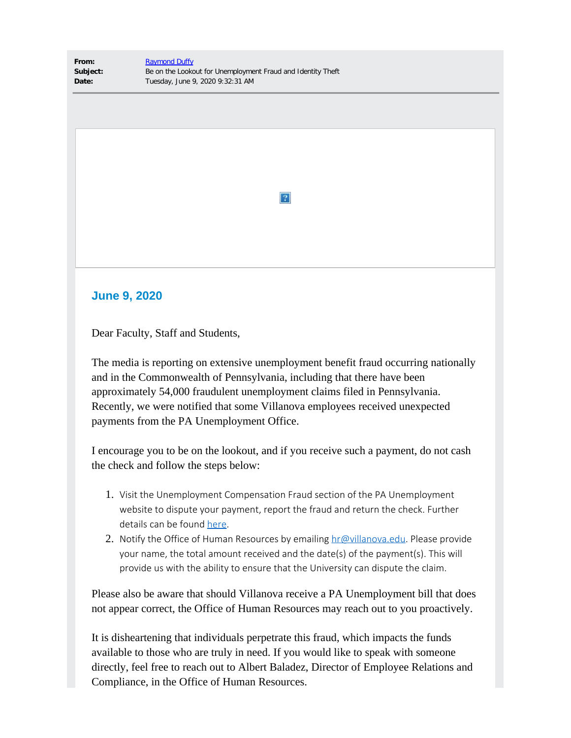**From:** Raymond Duffy
**Subject:** Be on the Lookout for Unemployment Fraud and Identity Theft
**Date:** Tuesday, June 9, 2020 9:32:31 AM

## June 9, 2020

Dear Faculty, Staff and Students,

The media is reporting on extensive unemployment benefit fraud occurring nationally and in the Commonwealth of Pennsylvania, including that there have been approximately 54,000 fraudulent unemployment claims filed in Pennsylvania. Recently, we were notified that some Villanova employees received unexpected payments from the PA Unemployment Office.

I encourage you to be on the lookout, and if you receive such a payment, do not cash the check and follow the steps below:

1. Visit the Unemployment Compensation Fraud section of the PA Unemployment website to dispute your payment, report the fraud and return the check. Further details can be found here.
2. Notify the Office of Human Resources by emailing hr@villanova.edu. Please provide your name, the total amount received and the date(s) of the payment(s). This will provide us with the ability to ensure that the University can dispute the claim.

Please also be aware that should Villanova receive a PA Unemployment bill that does not appear correct, the Office of Human Resources may reach out to you proactively.

It is disheartening that individuals perpetrate this fraud, which impacts the funds available to those who are truly in need. If you would like to speak with someone directly, feel free to reach out to Albert Baladez, Director of Employee Relations and Compliance, in the Office of Human Resources.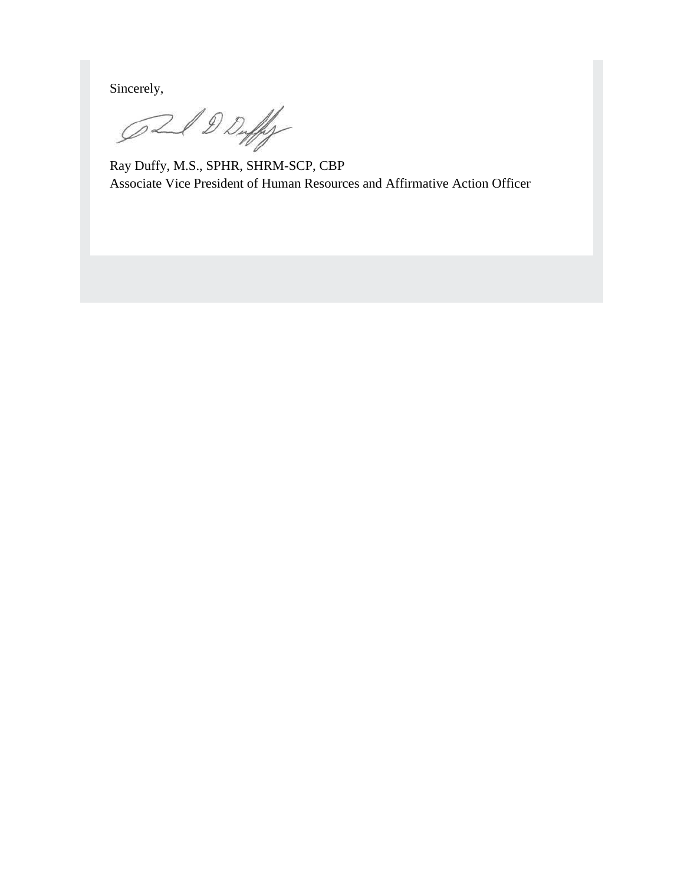Sincerely,

Ray Duffy, M.S., SPHR, SHRM-SCP, CBP
Associate Vice President of Human Resources and Affirmative Action Officer